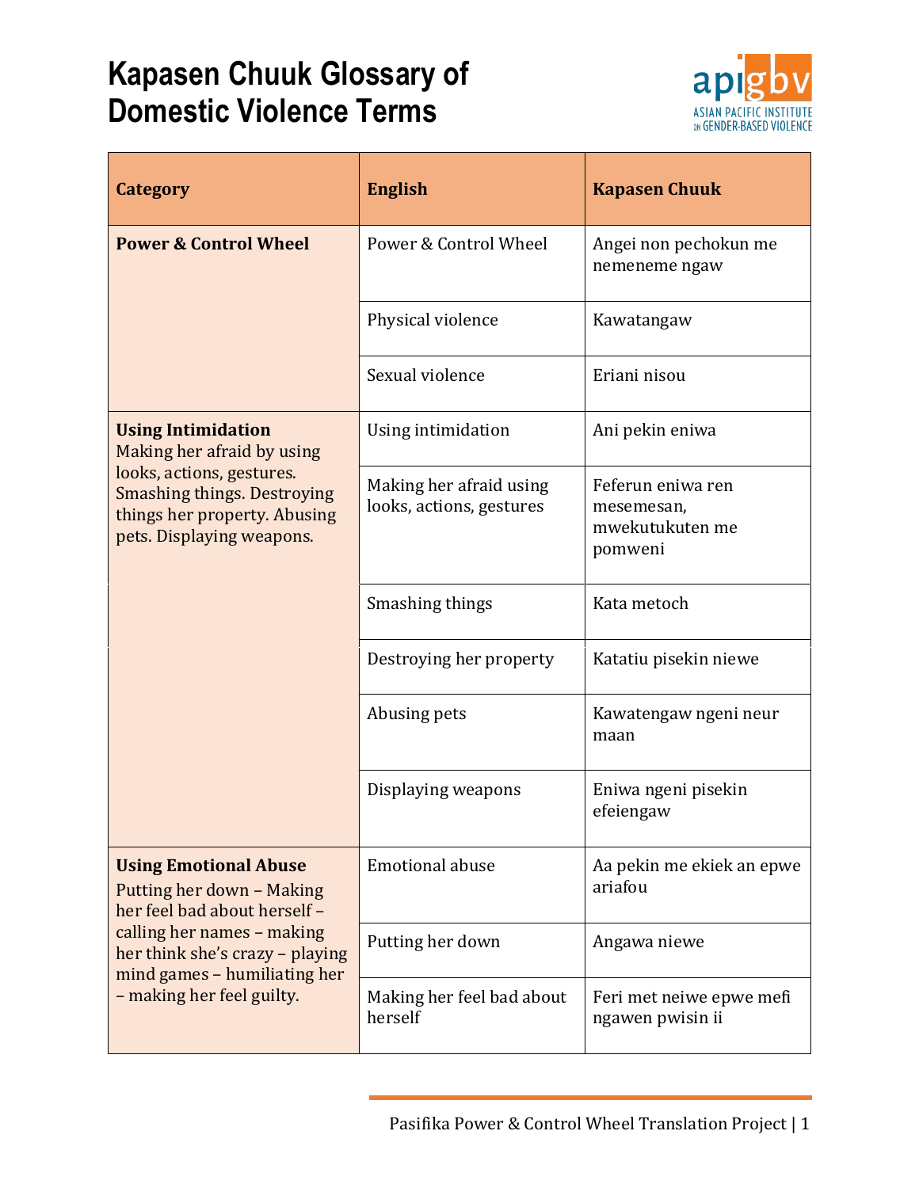# Kapasen Chuuk Glossary of Domestic Violence Terms

| Category | English | Kapasen Chuuk |
|---|---|---|
| **Power & Control Wheel** | Power & Control Wheel | Angei non pechokun me nemeneme ngaw |
| | Physical violence | Kawatangaw |
| | Sexual violence | Eriani nisou |
| **Using Intimidation** Making her afraid by using looks, actions, gestures. Smashing things. Destroying things her property. Abusing pets. Displaying weapons. | Using intimidation | Ani pekin eniwa |
| | Making her afraid using looks, actions, gestures | Feferun eniwa ren mesemesan, mwekutukuten me pomweni |
| | Smashing things | Kata metoch |
| | Destroying her property | Katatiu pisekin niewe |
| | Abusing pets | Kawatengaw ngeni neur maan |
| | Displaying weapons | Eniwa ngeni pisekin efeiengaw |
| **Using Emotional Abuse** Putting her down – Making her feel bad about herself – calling her names – making her think she's crazy – playing mind games – humiliating her – making her feel guilty. | Emotional abuse | Aa pekin me ekiek an epwe ariafou |
| | Putting her down | Angawa niewe |
| | Making her feel bad about herself | Feri met neiwe epwe mefi ngawen pwisin ii |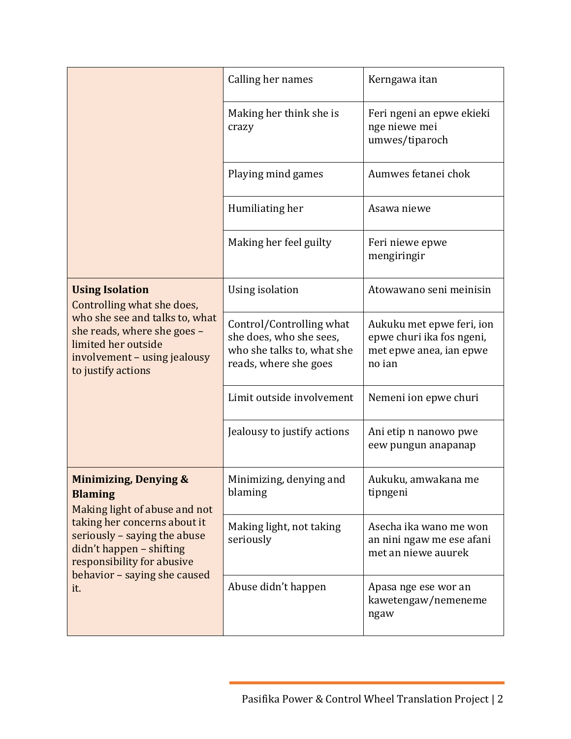| | | |
|---|---|---|
| | Calling her names | Kerngawa itan |
| | Making her think she is crazy | Feri ngeni an epwe ekieki nge niewe mei umwes/tiparoch |
| | Playing mind games | Aumwes fetanei chok |
| | Humiliating her | Asawa niewe |
| | Making her feel guilty | Feri niewe epwe mengiringir |
| **Using Isolation** Controlling what she does, who she see and talks to, what she reads, where she goes – limited her outside involvement – using jealousy to justify actions | Using isolation | Atowawano seni meinisin |
| | Control/Controlling what she does, who she sees, who she talks to, what she reads, where she goes | Aukuku met epwe feri, ion epwe churi ika fos ngeni, met epwe anea, ian epwe no ian |
| | Limit outside involvement | Nemeni ion epwe churi |
| | Jealousy to justify actions | Ani etip n nanowo pwe eew pungun anapanap |
| **Minimizing, Denying & Blaming** Making light of abuse and not taking her concerns about it seriously – saying the abuse didn't happen – shifting responsibility for abusive behavior – saying she caused it. | Minimizing, denying and blaming | Aukuku, amwakana me tipngeni |
| | Making light, not taking seriously | Asecha ika wano me won an nini ngaw me ese afani met an niewe auurek |
| | Abuse didn't happen | Apasa nge ese wor an kawetengaw/nemeneme ngaw |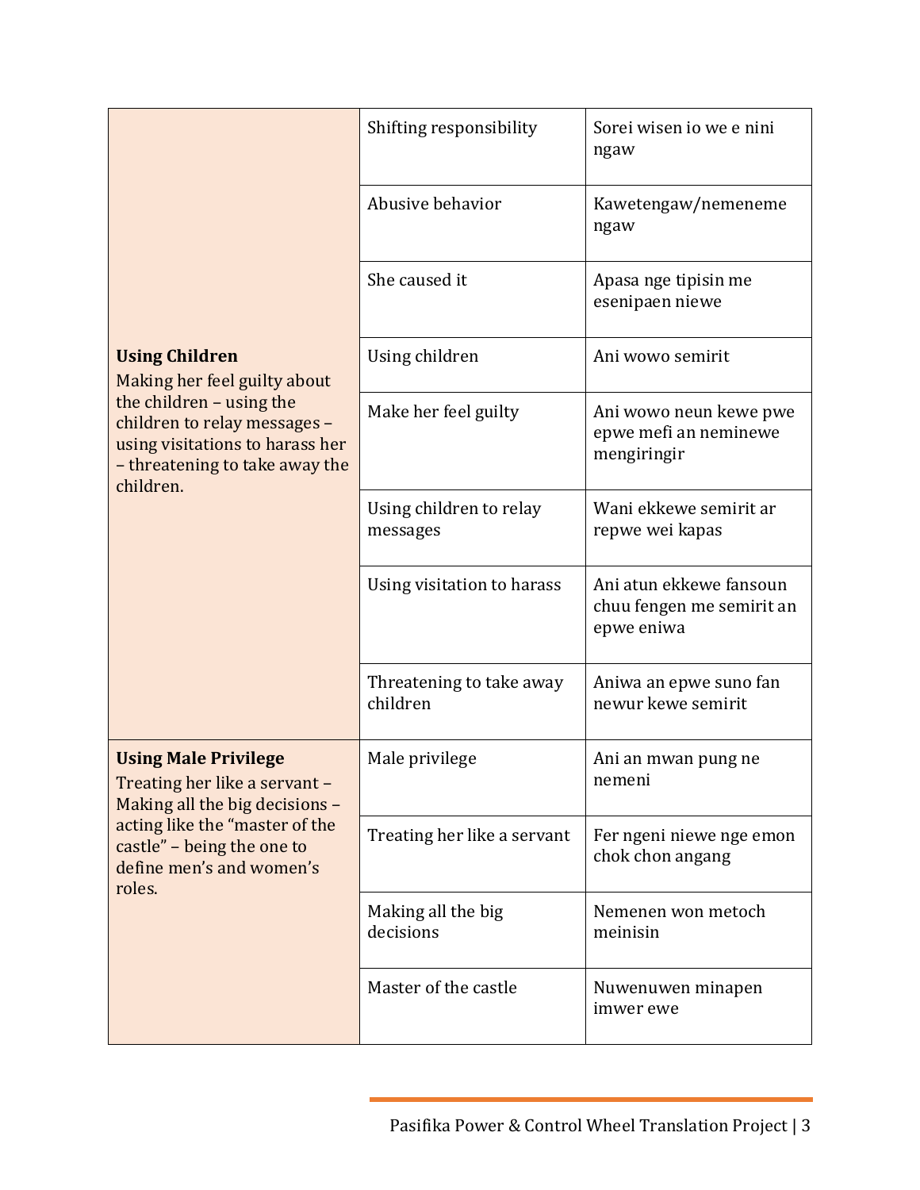| | | |
|---|---|---|
| | Shifting responsibility | Sorei wisen io we e nini ngaw |
| | Abusive behavior | Kawetengaw/nemeneme ngaw |
| | She caused it | Apasa nge tipisin me esenipaen niewe |
| **Using Children**<br>Making her feel guilty about the children – using the children to relay messages – using visitations to harass her – threatening to take away the children. | Using children | Ani wowo semirit |
| | Make her feel guilty | Ani wowo neun kewe pwe epwe mefi an neminewe mengiringir |
| | Using children to relay messages | Wani ekkewe semirit ar repwe wei kapas |
| | Using visitation to harass | Ani atun ekkewe fansoun chuu fengen me semirit an epwe eniwa |
| | Threatening to take away children | Aniwa an epwe suno fan newur kewe semirit |
| **Using Male Privilege**<br>Treating her like a servant – Making all the big decisions – acting like the "master of the castle" – being the one to define men's and women's roles. | Male privilege | Ani an mwan pung ne nemeni |
| | Treating her like a servant | Fer ngeni niewe nge emon chok chon angang |
| | Making all the big decisions | Nemenen won metoch meinisin |
| | Master of the castle | Nuwenuwen minapen imwer ewe |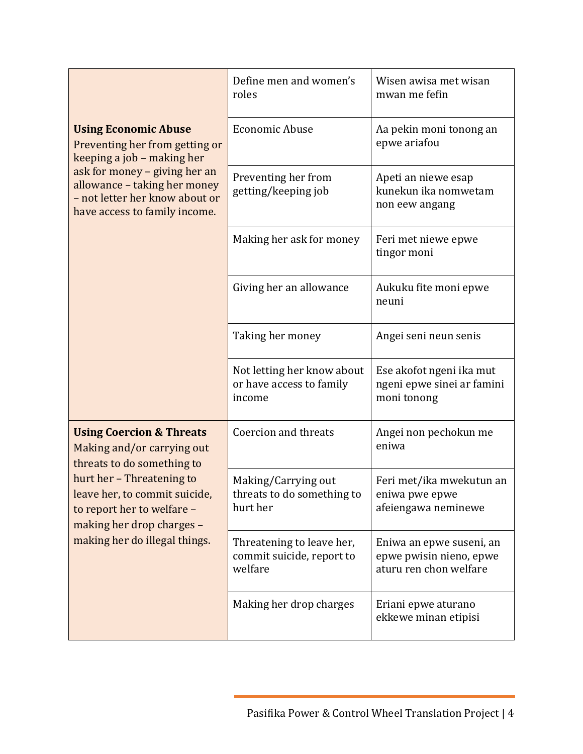| | | |
|---|---|---|
| | Define men and women's roles | Wisen awisa met wisan mwan me fefin |
| **Using Economic Abuse** Preventing her from getting or keeping a job – making her ask for money – giving her an allowance – taking her money – not letter her know about or have access to family income. | Economic Abuse | Aa pekin moni tonong an epwe ariafou |
| | Preventing her from getting/keeping job | Apeti an niewe esap kunekun ika nomwetam non eew angang |
| | Making her ask for money | Feri met niewe epwe tingor moni |
| | Giving her an allowance | Aukuku fite moni epwe neuni |
| | Taking her money | Angei seni neun senis |
| | Not letting her know about or have access to family income | Ese akofot ngeni ika mut ngeni epwe sinei ar famini moni tonong |
| **Using Coercion & Threats** Making and/or carrying out threats to do something to hurt her – Threatening to leave her, to commit suicide, to report her to welfare – making her drop charges – making her do illegal things. | Coercion and threats | Angei non pechokun me eniwa |
| | Making/Carrying out threats to do something to hurt her | Feri met/ika mwekutun an eniwa pwe epwe afeiengawa neminewe |
| | Threatening to leave her, commit suicide, report to welfare | Eniwa an epwe suseni, an epwe pwisin nieno, epwe aturu ren chon welfare |
| | Making her drop charges | Eriani epwe aturano ekkewe minan etipisi |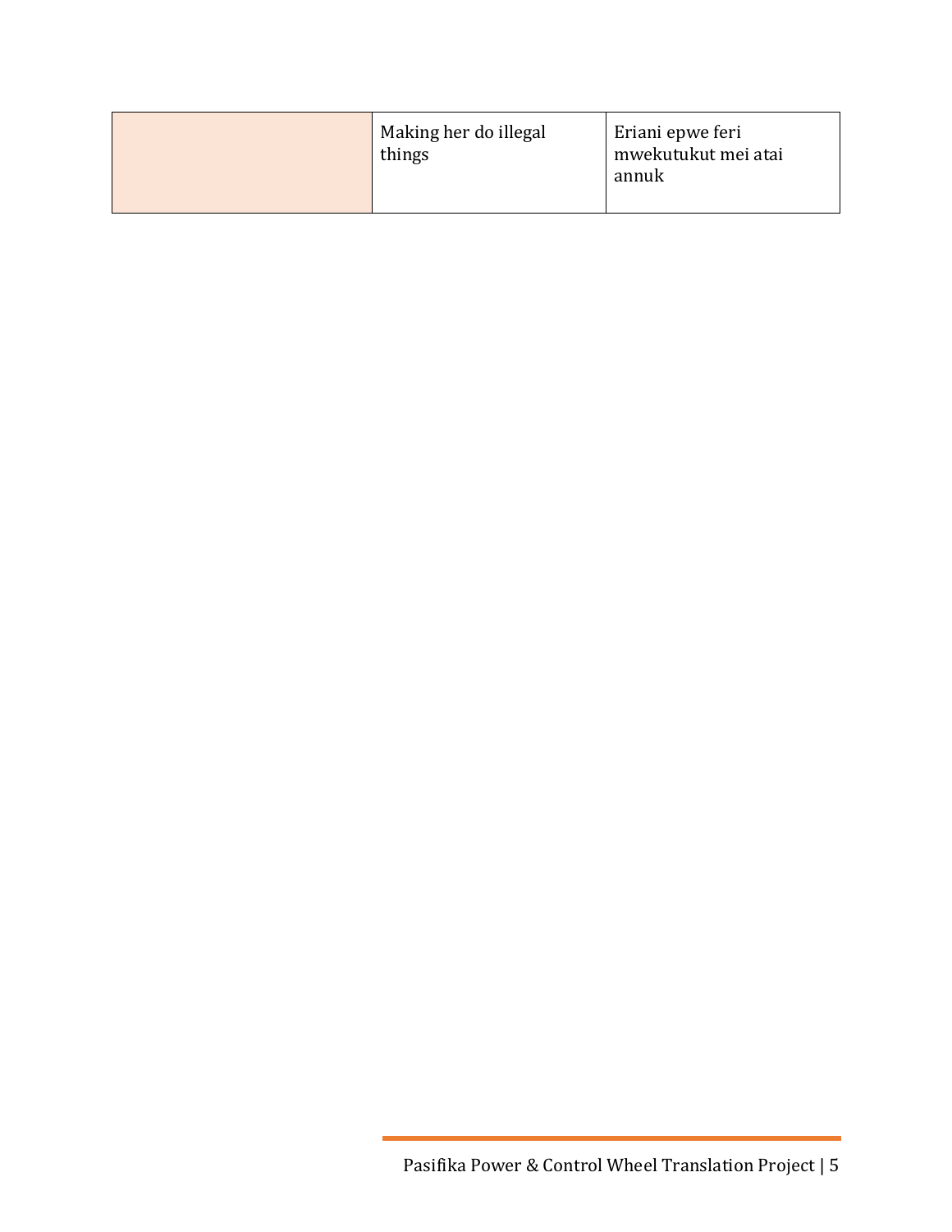| | | |
|---|---|---|
| | Making her do illegal things | Eriani epwe feri mwekutukut mei atai annuk |